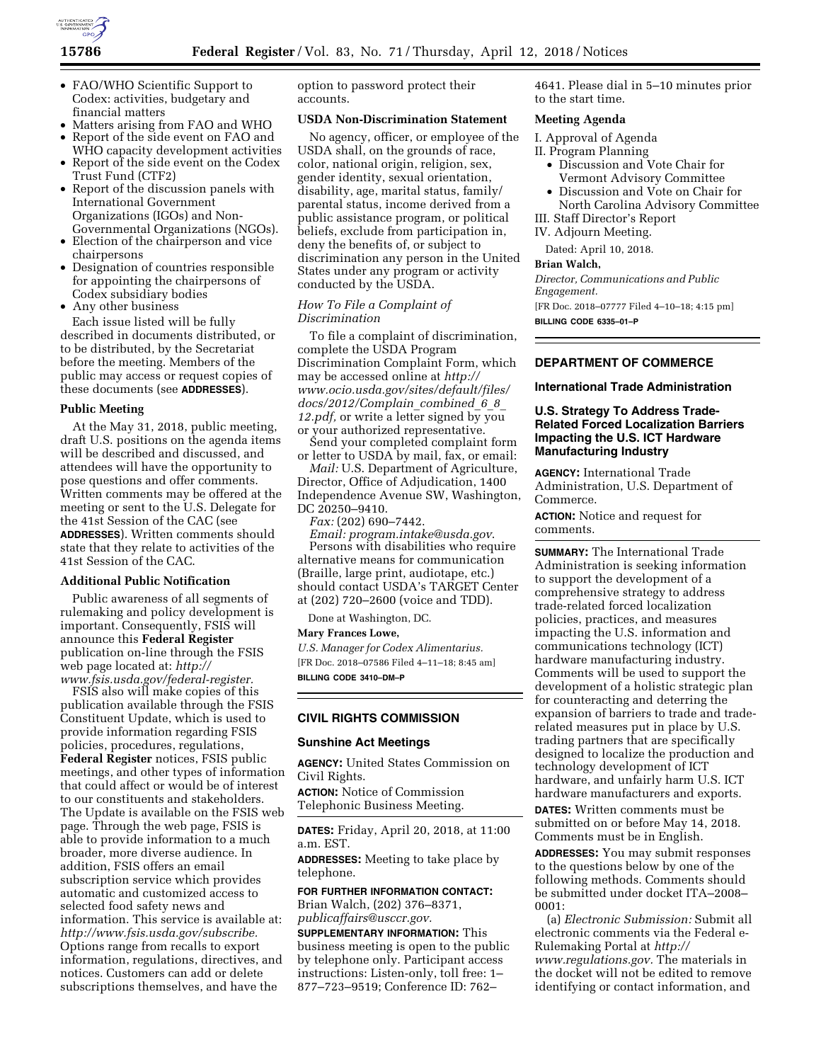- FAO/WHO Scientific Support to Codex: activities, budgetary and financial matters
- Matters arising from FAO and WHO
- Report of the side event on FAO and WHO capacity development activities
- Report of the side event on the Codex Trust Fund (CTF2)
- Report of the discussion panels with International Government Organizations (IGOs) and Non-Governmental Organizations (NGOs).
- Election of the chairperson and vice chairpersons
- Designation of countries responsible for appointing the chairpersons of Codex subsidiary bodies
- Any other business

Each issue listed will be fully described in documents distributed, or to be distributed, by the Secretariat before the meeting. Members of the public may access or request copies of these documents (see **ADDRESSES**).

### Public Meeting

At the May 31, 2018, public meeting, draft U.S. positions on the agenda items will be described and discussed, and attendees will have the opportunity to pose questions and offer comments. Written comments may be offered at the meeting or sent to the U.S. Delegate for the 41st Session of the CAC (see **ADDRESSES**). Written comments should state that they relate to activities of the 41st Session of the CAC.

### Additional Public Notification

Public awareness of all segments of rulemaking and policy development is important. Consequently, FSIS will announce this **Federal Register** publication on-line through the FSIS web page located at: *http://www.fsis.usda.gov/federal-register.*

FSIS also will make copies of this publication available through the FSIS Constituent Update, which is used to provide information regarding FSIS policies, procedures, regulations, **Federal Register** notices, FSIS public meetings, and other types of information that could affect or would be of interest to our constituents and stakeholders. The Update is available on the FSIS web page. Through the web page, FSIS is able to provide information to a much broader, more diverse audience. In addition, FSIS offers an email subscription service which provides automatic and customized access to selected food safety news and information. This service is available at: *http://www.fsis.usda.gov/subscribe.* Options range from recalls to export information, regulations, directives, and notices. Customers can add or delete subscriptions themselves, and have the option to password protect their accounts.

### USDA Non-Discrimination Statement

No agency, officer, or employee of the USDA shall, on the grounds of race, color, national origin, religion, sex, gender identity, sexual orientation, disability, age, marital status, family/parental status, income derived from a public assistance program, or political beliefs, exclude from participation in, deny the benefits of, or subject to discrimination any person in the United States under any program or activity conducted by the USDA.

*How To File a Complaint of Discrimination*

To file a complaint of discrimination, complete the USDA Program Discrimination Complaint Form, which may be accessed online at *http://www.ocio.usda.gov/sites/default/files/docs/2012/Complain_combined_6_8_12.pdf,* or write a letter signed by you or your authorized representative.

Send your completed complaint form or letter to USDA by mail, fax, or email:

*Mail:* U.S. Department of Agriculture, Director, Office of Adjudication, 1400 Independence Avenue SW, Washington, DC 20250–9410.

*Fax:* (202) 690–7442.

*Email: program.intake@usda.gov.*

Persons with disabilities who require alternative means for communication (Braille, large print, audiotape, etc.) should contact USDA's TARGET Center at (202) 720–2600 (voice and TDD).

Done at Washington, DC.

**Mary Frances Lowe,**

*U.S. Manager for Codex Alimentarius.*

[FR Doc. 2018–07586 Filed 4–11–18; 8:45 am]

**BILLING CODE 3410–DM–P**

## CIVIL RIGHTS COMMISSION

### Sunshine Act Meetings

**AGENCY:** United States Commission on Civil Rights.

**ACTION:** Notice of Commission Telephonic Business Meeting.

**DATES:** Friday, April 20, 2018, at 11:00 a.m. EST.

**ADDRESSES:** Meeting to take place by telephone.

**FOR FURTHER INFORMATION CONTACT:** Brian Walch, (202) 376–8371, *publicaffairs@usccr.gov.*

**SUPPLEMENTARY INFORMATION:** This business meeting is open to the public by telephone only. Participant access instructions: Listen-only, toll free: 1–877–723–9519; Conference ID: 762–4641. Please dial in 5–10 minutes prior to the start time.

### Meeting Agenda

I. Approval of Agenda

II. Program Planning

- Discussion and Vote Chair for Vermont Advisory Committee
- Discussion and Vote on Chair for North Carolina Advisory Committee

III. Staff Director's Report

IV. Adjourn Meeting.

Dated: April 10, 2018.

**Brian Walch,**

*Director, Communications and Public Engagement.*

[FR Doc. 2018–07777 Filed 4–10–18; 4:15 pm]

**BILLING CODE 6335–01–P**

## DEPARTMENT OF COMMERCE

### International Trade Administration

### U.S. Strategy To Address Trade-Related Forced Localization Barriers Impacting the U.S. ICT Hardware Manufacturing Industry

**AGENCY:** International Trade Administration, U.S. Department of Commerce.

**ACTION:** Notice and request for comments.

**SUMMARY:** The International Trade Administration is seeking information to support the development of a comprehensive strategy to address trade-related forced localization policies, practices, and measures impacting the U.S. information and communications technology (ICT) hardware manufacturing industry. Comments will be used to support the development of a holistic strategic plan for counteracting and deterring the expansion of barriers to trade and trade-related measures put in place by U.S. trading partners that are specifically designed to localize the production and technology development of ICT hardware, and unfairly harm U.S. ICT hardware manufacturers and exports.

**DATES:** Written comments must be submitted on or before May 14, 2018. Comments must be in English.

**ADDRESSES:** You may submit responses to the questions below by one of the following methods. Comments should be submitted under docket ITA–2008–0001:

(a) *Electronic Submission:* Submit all electronic comments via the Federal e-Rulemaking Portal at *http://www.regulations.gov.* The materials in the docket will not be edited to remove identifying or contact information, and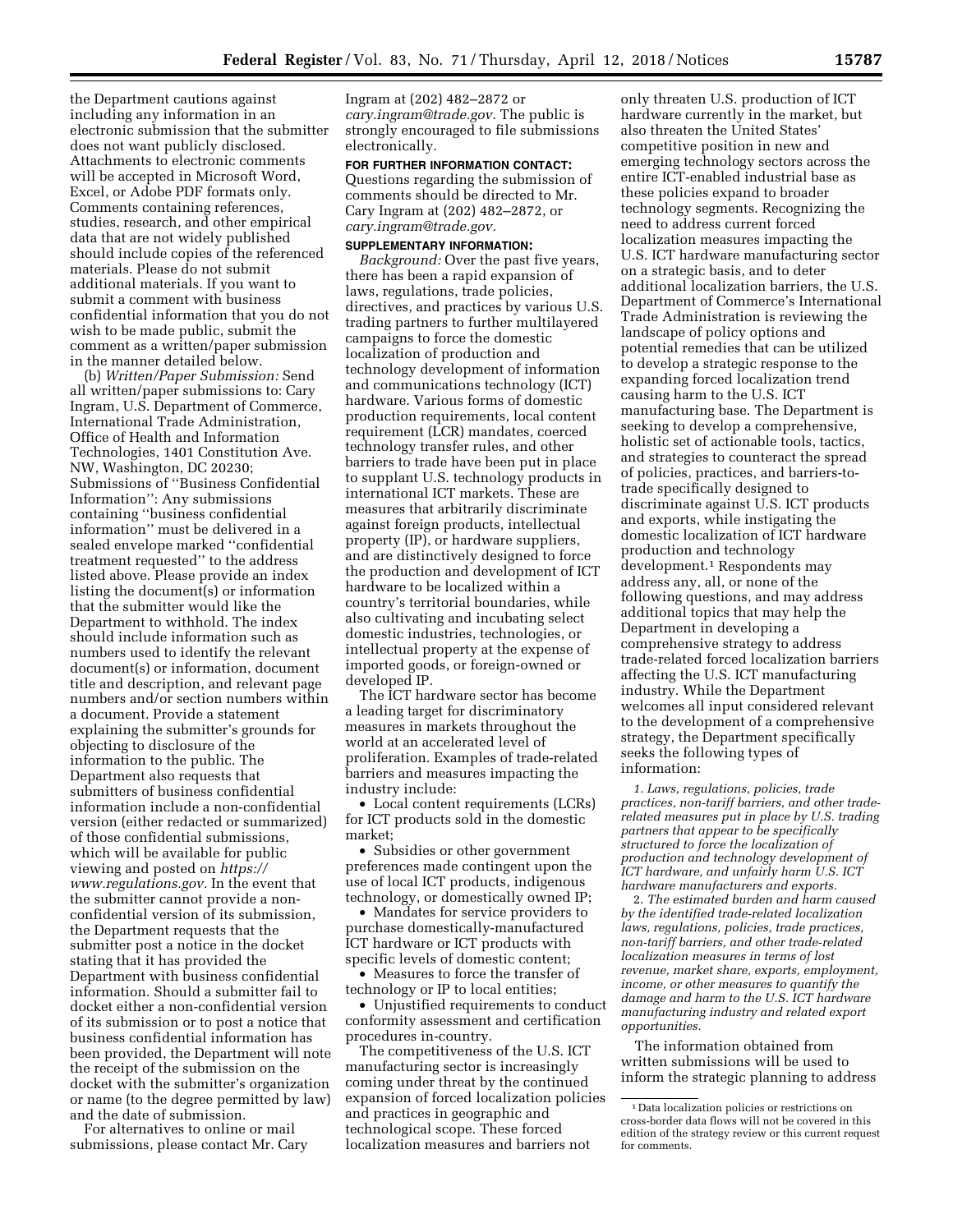the Department cautions against including any information in an electronic submission that the submitter does not want publicly disclosed. Attachments to electronic comments will be accepted in Microsoft Word, Excel, or Adobe PDF formats only. Comments containing references, studies, research, and other empirical data that are not widely published should include copies of the referenced materials. Please do not submit additional materials. If you want to submit a comment with business confidential information that you do not wish to be made public, submit the comment as a written/paper submission in the manner detailed below.

(b) *Written/Paper Submission:* Send all written/paper submissions to: Cary Ingram, U.S. Department of Commerce, International Trade Administration, Office of Health and Information Technologies, 1401 Constitution Ave. NW, Washington, DC 20230; Submissions of ''Business Confidential Information'': Any submissions containing ''business confidential information'' must be delivered in a sealed envelope marked ''confidential treatment requested'' to the address listed above. Please provide an index listing the document(s) or information that the submitter would like the Department to withhold. The index should include information such as numbers used to identify the relevant document(s) or information, document title and description, and relevant page numbers and/or section numbers within a document. Provide a statement explaining the submitter's grounds for objecting to disclosure of the information to the public. The Department also requests that submitters of business confidential information include a non-confidential version (either redacted or summarized) of those confidential submissions, which will be available for public viewing and posted on *https://www.regulations.gov.* In the event that the submitter cannot provide a non-confidential version of its submission, the Department requests that the submitter post a notice in the docket stating that it has provided the Department with business confidential information. Should a submitter fail to docket either a non-confidential version of its submission or to post a notice that business confidential information has been provided, the Department will note the receipt of the submission on the docket with the submitter's organization or name (to the degree permitted by law) and the date of submission.

For alternatives to online or mail submissions, please contact Mr. Cary Ingram at (202) 482–2872 or *cary.ingram@trade.gov.* The public is strongly encouraged to file submissions electronically.

**FOR FURTHER INFORMATION CONTACT:** Questions regarding the submission of comments should be directed to Mr. Cary Ingram at (202) 482–2872, or *cary.ingram@trade.gov.*

**SUPPLEMENTARY INFORMATION:**

*Background:* Over the past five years, there has been a rapid expansion of laws, regulations, trade policies, directives, and practices by various U.S. trading partners to further multilayered campaigns to force the domestic localization of production and technology development of information and communications technology (ICT) hardware. Various forms of domestic production requirements, local content requirement (LCR) mandates, coerced technology transfer rules, and other barriers to trade have been put in place to supplant U.S. technology products in international ICT markets. These are measures that arbitrarily discriminate against foreign products, intellectual property (IP), or hardware suppliers, and are distinctively designed to force the production and development of ICT hardware to be localized within a country's territorial boundaries, while also cultivating and incubating select domestic industries, technologies, or intellectual property at the expense of imported goods, or foreign-owned or developed IP.

The ICT hardware sector has become a leading target for discriminatory measures in markets throughout the world at an accelerated level of proliferation. Examples of trade-related barriers and measures impacting the industry include:

- Local content requirements (LCRs) for ICT products sold in the domestic market;
- Subsidies or other government preferences made contingent upon the use of local ICT products, indigenous technology, or domestically owned IP;
- Mandates for service providers to purchase domestically-manufactured ICT hardware or ICT products with specific levels of domestic content;
- Measures to force the transfer of technology or IP to local entities;
- Unjustified requirements to conduct conformity assessment and certification procedures in-country.

The competitiveness of the U.S. ICT manufacturing sector is increasingly coming under threat by the continued expansion of forced localization policies and practices in geographic and technological scope. These forced localization measures and barriers not only threaten U.S. production of ICT hardware currently in the market, but also threaten the United States' competitive position in new and emerging technology sectors across the entire ICT-enabled industrial base as these policies expand to broader technology segments. Recognizing the need to address current forced localization measures impacting the U.S. ICT hardware manufacturing sector on a strategic basis, and to deter additional localization barriers, the U.S. Department of Commerce's International Trade Administration is reviewing the landscape of policy options and potential remedies that can be utilized to develop a strategic response to the expanding forced localization trend causing harm to the U.S. ICT manufacturing base. The Department is seeking to develop a comprehensive, holistic set of actionable tools, tactics, and strategies to counteract the spread of policies, practices, and barriers-to-trade specifically designed to discriminate against U.S. ICT products and exports, while instigating the domestic localization of ICT hardware production and technology development.[1] Respondents may address any, all, or none of the following questions, and may address additional topics that may help the Department in developing a comprehensive strategy to address trade-related forced localization barriers affecting the U.S. ICT manufacturing industry. While the Department welcomes all input considered relevant to the development of a comprehensive strategy, the Department specifically seeks the following types of information:

1. *Laws, regulations, policies, trade practices, non-tariff barriers, and other trade-related measures put in place by U.S. trading partners that appear to be specifically structured to force the localization of production and technology development of ICT hardware, and unfairly harm U.S. ICT hardware manufacturers and exports.*

2. *The estimated burden and harm caused by the identified trade-related localization laws, regulations, policies, trade practices, non-tariff barriers, and other trade-related localization measures in terms of lost revenue, market share, exports, employment, income, or other measures to quantify the damage and harm to the U.S. ICT hardware manufacturing industry and related export opportunities.*

The information obtained from written submissions will be used to inform the strategic planning to address

[1] Data localization policies or restrictions on cross-border data flows will not be covered in this edition of the strategy review or this current request for comments.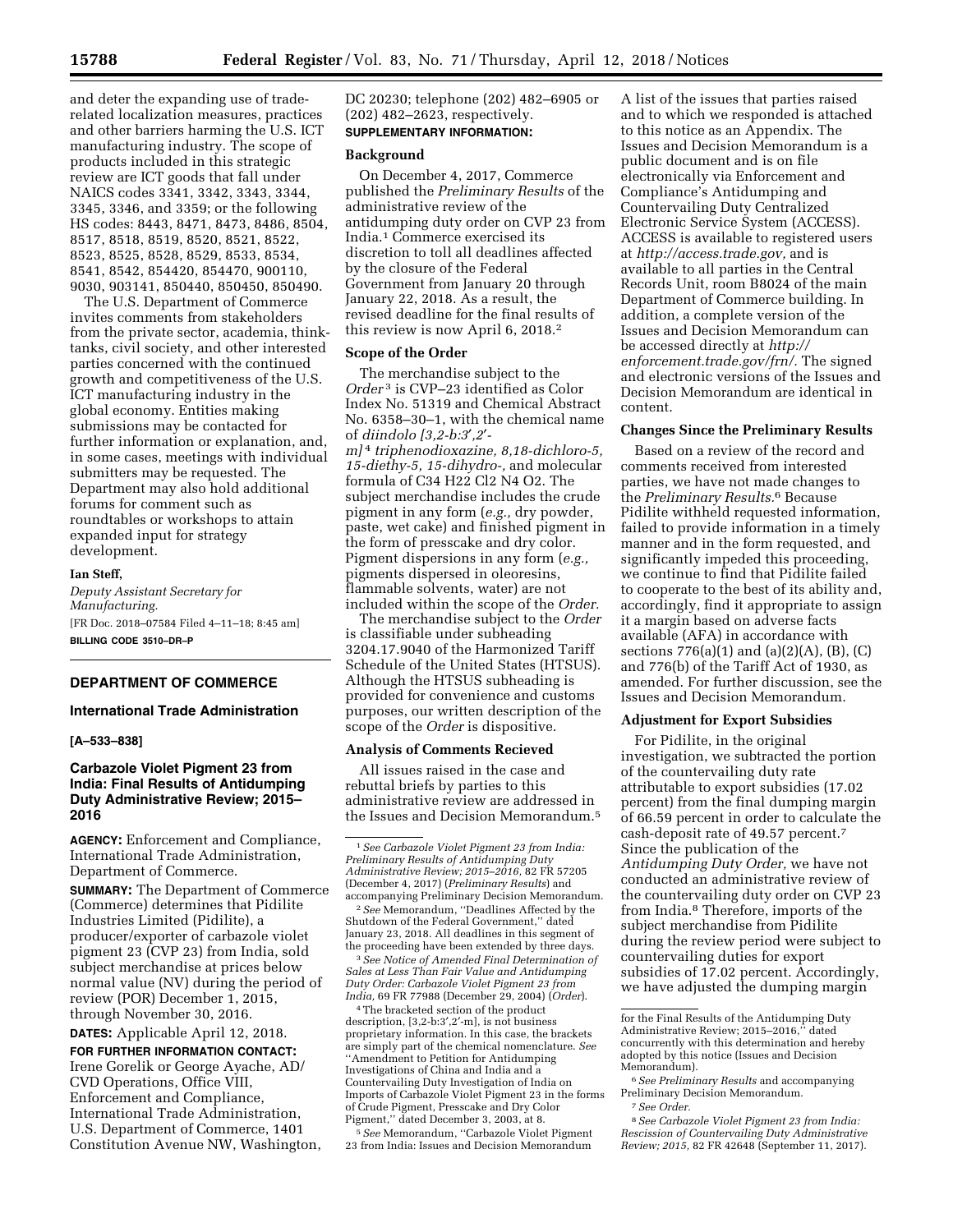and deter the expanding use of trade-related localization measures, practices and other barriers harming the U.S. ICT manufacturing industry. The scope of products included in this strategic review are ICT goods that fall under NAICS codes 3341, 3342, 3343, 3344, 3345, 3346, and 3359; or the following HS codes: 8443, 8471, 8473, 8486, 8504, 8517, 8518, 8519, 8520, 8521, 8522, 8523, 8525, 8528, 8529, 8533, 8534, 8541, 8542, 854420, 854470, 900110, 9030, 903141, 850440, 850450, 850490.

The U.S. Department of Commerce invites comments from stakeholders from the private sector, academia, think-tanks, civil society, and other interested parties concerned with the continued growth and competitiveness of the U.S. ICT manufacturing industry in the global economy. Entities making submissions may be contacted for further information or explanation, and, in some cases, meetings with individual submitters may be requested. The Department may also hold additional forums for comment such as roundtables or workshops to attain expanded input for strategy development.

**Ian Steff,**

*Deputy Assistant Secretary for Manufacturing.*

[FR Doc. 2018–07584 Filed 4–11–18; 8:45 am]

**BILLING CODE 3510–DR–P**

## DEPARTMENT OF COMMERCE

### International Trade Administration

**[A–533–838]**

## Carbazole Violet Pigment 23 from India: Final Results of Antidumping Duty Administrative Review; 2015–2016

**AGENCY:** Enforcement and Compliance, International Trade Administration, Department of Commerce.

**SUMMARY:** The Department of Commerce (Commerce) determines that Pidilite Industries Limited (Pidilite), a producer/exporter of carbazole violet pigment 23 (CVP 23) from India, sold subject merchandise at prices below normal value (NV) during the period of review (POR) December 1, 2015, through November 30, 2016.

**DATES:** Applicable April 12, 2018.

**FOR FURTHER INFORMATION CONTACT:** Irene Gorelik or George Ayache, AD/CVD Operations, Office VIII, Enforcement and Compliance, International Trade Administration, U.S. Department of Commerce, 1401 Constitution Avenue NW, Washington, DC 20230; telephone (202) 482–6905 or (202) 482–2623, respectively.

**SUPPLEMENTARY INFORMATION:**

### Background

On December 4, 2017, Commerce published the *Preliminary Results* of the administrative review of the antidumping duty order on CVP 23 from India.[1] Commerce exercised its discretion to toll all deadlines affected by the closure of the Federal Government from January 20 through January 22, 2018. As a result, the revised deadline for the final results of this review is now April 6, 2018.[2]

### Scope of the Order

The merchandise subject to the *Order*[3] is CVP–23 identified as Color Index No. 51319 and Chemical Abstract No. 6358–30–1, with the chemical name of *diindolo [3,2-b:3′,2′-m]*[4] *triphenodioxazine, 8,18-dichloro-5, 15-diethy-5, 15-dihydro-,* and molecular formula of C34 H22 Cl2 N4 O2. The subject merchandise includes the crude pigment in any form (*e.g.,* dry powder, paste, wet cake) and finished pigment in the form of presscake and dry color. Pigment dispersions in any form (*e.g.,* pigments dispersed in oleoresins, flammable solvents, water) are not included within the scope of the *Order.*

The merchandise subject to the *Order* is classifiable under subheading 3204.17.9040 of the Harmonized Tariff Schedule of the United States (HTSUS). Although the HTSUS subheading is provided for convenience and customs purposes, our written description of the scope of the *Order* is dispositive.

### Analysis of Comments Recieved

All issues raised in the case and rebuttal briefs by parties to this administrative review are addressed in the Issues and Decision Memorandum.[5] A list of the issues that parties raised and to which we responded is attached to this notice as an Appendix. The Issues and Decision Memorandum is a public document and is on file electronically via Enforcement and Compliance's Antidumping and Countervailing Duty Centralized Electronic Service System (ACCESS). ACCESS is available to registered users at *http://access.trade.gov,* and is available to all parties in the Central Records Unit, room B8024 of the main Department of Commerce building. In addition, a complete version of the Issues and Decision Memorandum can be accessed directly at *http://enforcement.trade.gov/frn/.* The signed and electronic versions of the Issues and Decision Memorandum are identical in content.

### Changes Since the Preliminary Results

Based on a review of the record and comments received from interested parties, we have not made changes to the *Preliminary Results.*[6] Because Pidilite withheld requested information, failed to provide information in a timely manner and in the form requested, and significantly impeded this proceeding, we continue to find that Pidilite failed to cooperate to the best of its ability and, accordingly, find it appropriate to assign it a margin based on adverse facts available (AFA) in accordance with sections 776(a)(1) and (a)(2)(A), (B), (C) and 776(b) of the Tariff Act of 1930, as amended. For further discussion, see the Issues and Decision Memorandum.

### Adjustment for Export Subsidies

For Pidilite, in the original investigation, we subtracted the portion of the countervailing duty rate attributable to export subsidies (17.02 percent) from the final dumping margin of 66.59 percent in order to calculate the cash-deposit rate of 49.57 percent.[7] Since the publication of the *Antidumping Duty Order,* we have not conducted an administrative review of the countervailing duty order on CVP 23 from India.[8] Therefore, imports of the subject merchandise from Pidilite during the review period were subject to countervailing duties for export subsidies of 17.02 percent. Accordingly, we have adjusted the dumping margin

[1] *See Carbazole Violet Pigment 23 from India: Preliminary Results of Antidumping Duty Administrative Review; 2015–2016,* 82 FR 57205 (December 4, 2017) (*Preliminary Results*) and accompanying Preliminary Decision Memorandum.

[2] *See* Memorandum, ''Deadlines Affected by the Shutdown of the Federal Government,'' dated January 23, 2018. All deadlines in this segment of the proceeding have been extended by three days.

[3] *See Notice of Amended Final Determination of Sales at Less Than Fair Value and Antidumping Duty Order: Carbazole Violet Pigment 23 from India,* 69 FR 77988 (December 29, 2004) (*Order*).

[4] The bracketed section of the product description, [3,2-b:3′,2′-m], is not business proprietary information. In this case, the brackets are simply part of the chemical nomenclature. *See* ''Amendment to Petition for Antidumping Investigations of China and India and a Countervailing Duty Investigation of India on Imports of Carbazole Violet Pigment 23 in the forms of Crude Pigment, Presscake and Dry Color Pigment,'' dated December 3, 2003, at 8.

[5] *See* Memorandum, ''Carbazole Violet Pigment 23 from India: Issues and Decision Memorandum for the Final Results of the Antidumping Duty Administrative Review; 2015–2016,'' dated concurrently with this determination and hereby adopted by this notice (Issues and Decision Memorandum).

[6] *See Preliminary Results* and accompanying Preliminary Decision Memorandum.

[7] *See Order.*

[8] *See Carbazole Violet Pigment 23 from India: Rescission of Countervailing Duty Administrative Review; 2015,* 82 FR 42648 (September 11, 2017).